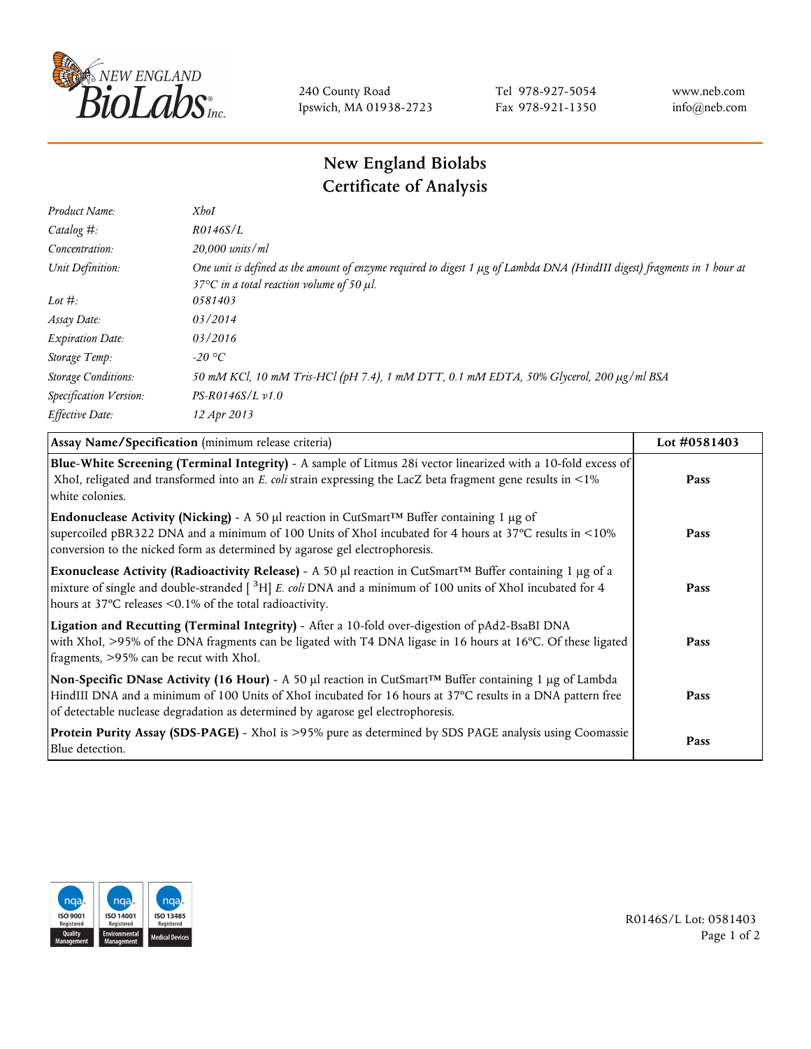NEW ENGLAND BioLabs Inc.

240 County Road
Ipswich, MA 01938-2723

Tel 978-927-5054
Fax 978-921-1350

www.neb.com
info@neb.com

# New England Biolabs
# Certificate of Analysis

| | |
|---|---|
| *Product Name:* | *XhoI* |
| *Catalog #:* | *R0146S/L* |
| *Concentration:* | *20,000 units/ml* |
| *Unit Definition:* | *One unit is defined as the amount of enzyme required to digest 1 µg of Lambda DNA (HindIII digest) fragments in 1 hour at 37°C in a total reaction volume of 50 µl.* |
| *Lot #:* | *0581403* |
| *Assay Date:* | *03/2014* |
| *Expiration Date:* | *03/2016* |
| *Storage Temp:* | *-20 °C* |
| *Storage Conditions:* | *50 mM KCl, 10 mM Tris-HCl (pH 7.4), 1 mM DTT, 0.1 mM EDTA, 50% Glycerol, 200 µg/ml BSA* |
| *Specification Version:* | *PS-R0146S/L v1.0* |
| *Effective Date:* | *12 Apr 2013* |

| **Assay Name/Specification** (minimum release criteria) | **Lot #0581403** |
|---|---|
| **Blue-White Screening (Terminal Integrity)** - A sample of Litmus 28i vector linearized with a 10-fold excess of XhoI, religated and transformed into an *E. coli* strain expressing the LacZ beta fragment gene results in <1% white colonies. | **Pass** |
| **Endonuclease Activity (Nicking)** - A 50 µl reaction in CutSmart™ Buffer containing 1 µg of supercoiled pBR322 DNA and a minimum of 100 Units of XhoI incubated for 4 hours at 37°C results in <10% conversion to the nicked form as determined by agarose gel electrophoresis. | **Pass** |
| **Exonuclease Activity (Radioactivity Release)** - A 50 µl reaction in CutSmart™ Buffer containing 1 µg of a mixture of single and double-stranded [ $^{3}$H] *E. coli* DNA and a minimum of 100 units of XhoI incubated for 4 hours at 37°C releases <0.1% of the total radioactivity. | **Pass** |
| **Ligation and Recutting (Terminal Integrity)** - After a 10-fold over-digestion of pAd2-BsaBI DNA with XhoI, >95% of the DNA fragments can be ligated with T4 DNA ligase in 16 hours at 16°C. Of these ligated fragments, >95% can be recut with XhoI. | **Pass** |
| **Non-Specific DNase Activity (16 Hour)** - A 50 µl reaction in CutSmart™ Buffer containing 1 µg of Lambda HindIII DNA and a minimum of 100 Units of XhoI incubated for 16 hours at 37°C results in a DNA pattern free of detectable nuclease degradation as determined by agarose gel electrophoresis. | **Pass** |
| **Protein Purity Assay (SDS-PAGE)** - XhoI is >95% pure as determined by SDS PAGE analysis using Coomassie Blue detection. | **Pass** |

ISO 9001 Registered Quality Management | ISO 14001 Registered Environmental Management | ISO 13485 Registered Medical Devices

R0146S/L Lot: 0581403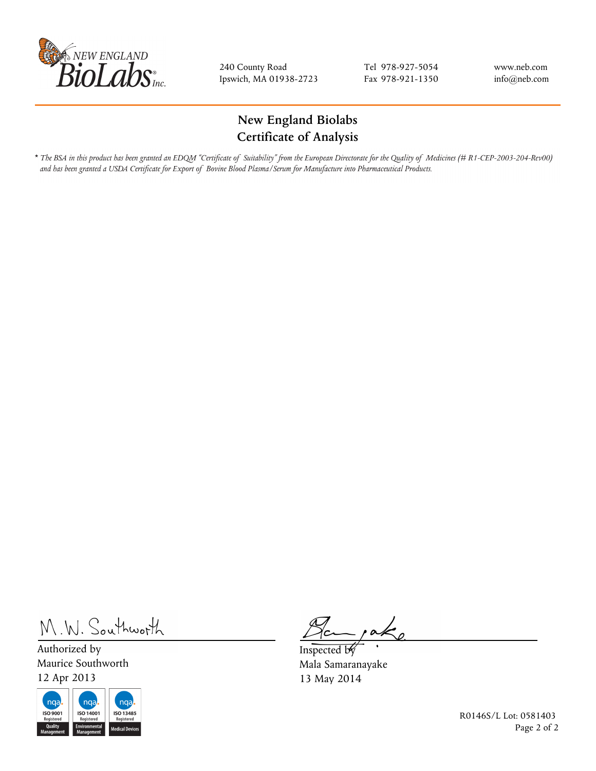New England BioLabs Inc.

240 County Road
Ipswich, MA 01938-2723

Tel 978-927-5054
Fax 978-921-1350

www.neb.com
info@neb.com

## New England Biolabs
## Certificate of Analysis

\* *The BSA in this product has been granted an EDQM "Certificate of Suitability" from the European Directorate for the Quality of Medicines (# R1-CEP-2003-204-Rev00) and has been granted a USDA Certificate for Export of Bovine Blood Plasma/Serum for Manufacture into Pharmaceutical Products.*

M.W. Southworth

Authorized by
Maurice Southworth
12 Apr 2013

Inspected by
Mala Samaranayake
13 May 2014

nqa ISO 9001 Registered Quality Management
nqa ISO 14001 Registered Environmental Management
nqa ISO 13485 Registered Medical Devices

R0146S/L Lot: 0581403